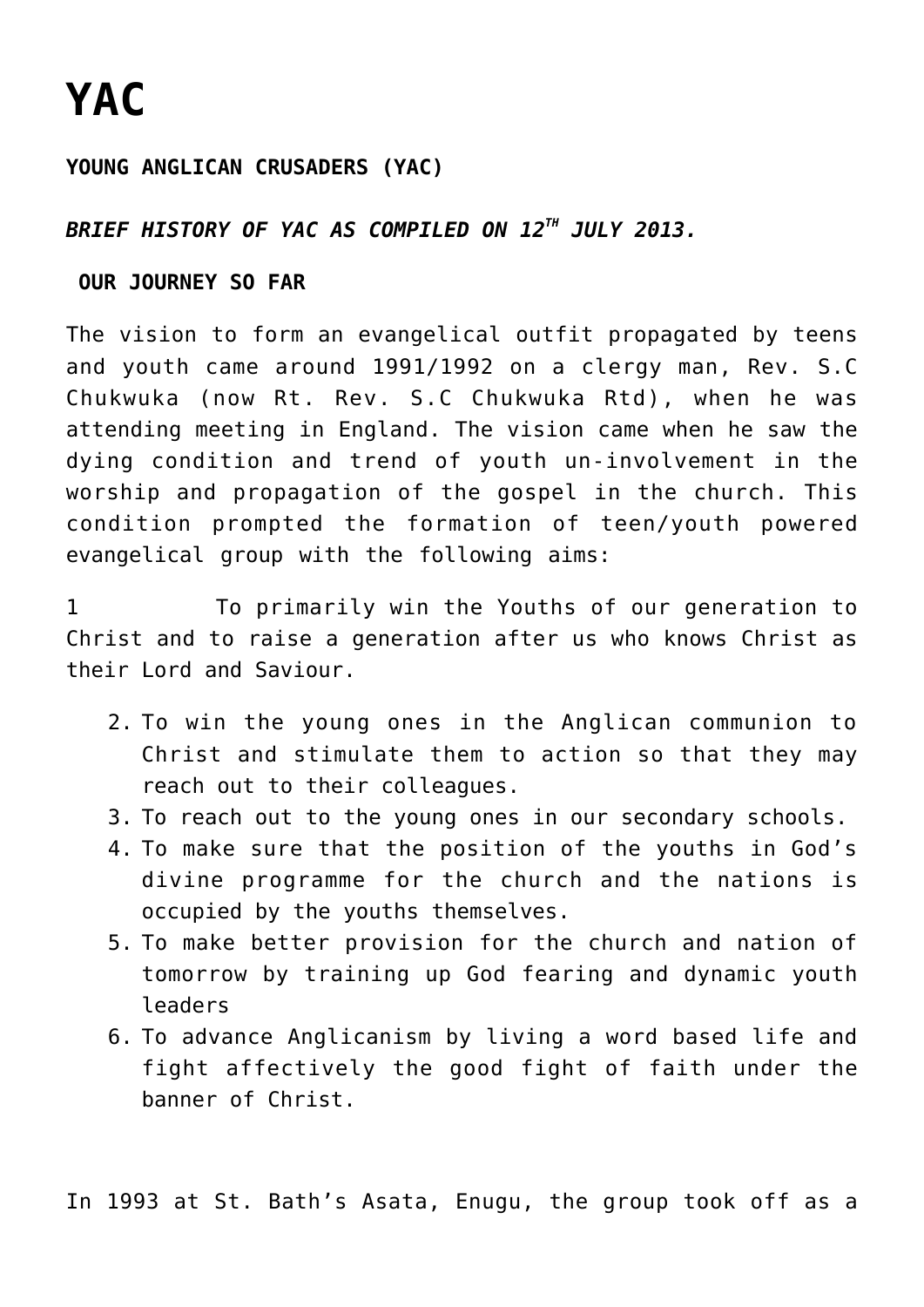# YAC

**YOUNG ANGLICAN CRUSADERS (YAC)**

***BRIEF HISTORY OF YAC AS COMPILED ON 12TH JULY 2013.***

**OUR JOURNEY SO FAR**

The vision to form an evangelical outfit propagated by teens and youth came around 1991/1992 on a clergy man, Rev. S.C Chukwuka (now Rt. Rev. S.C Chukwuka Rtd), when he was attending meeting in England. The vision came when he saw the dying condition and trend of youth un-involvement in the worship and propagation of the gospel in the church. This condition prompted the formation of teen/youth powered evangelical group with the following aims:

1. To primarily win the Youths of our generation to Christ and to raise a generation after us who knows Christ as their Lord and Saviour.
2. To win the young ones in the Anglican communion to Christ and stimulate them to action so that they may reach out to their colleagues.
3. To reach out to the young ones in our secondary schools.
4. To make sure that the position of the youths in God's divine programme for the church and the nations is occupied by the youths themselves.
5. To make better provision for the church and nation of tomorrow by training up God fearing and dynamic youth leaders
6. To advance Anglicanism by living a word based life and fight affectively the good fight of faith under the banner of Christ.

In 1993 at St. Bath's Asata, Enugu, the group took off as a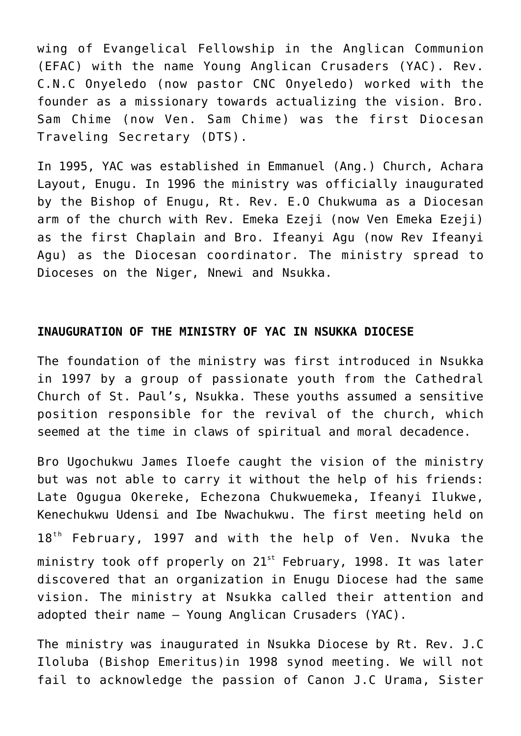wing of Evangelical Fellowship in the Anglican Communion (EFAC) with the name Young Anglican Crusaders (YAC). Rev. C.N.C Onyeledo (now pastor CNC Onyeledo) worked with the founder as a missionary towards actualizing the vision. Bro. Sam Chime (now Ven. Sam Chime) was the first Diocesan Traveling Secretary (DTS).

In 1995, YAC was established in Emmanuel (Ang.) Church, Achara Layout, Enugu. In 1996 the ministry was officially inaugurated by the Bishop of Enugu, Rt. Rev. E.O Chukwuma as a Diocesan arm of the church with Rev. Emeka Ezeji (now Ven Emeka Ezeji) as the first Chaplain and Bro. Ifeanyi Agu (now Rev Ifeanyi Agu) as the Diocesan coordinator. The ministry spread to Dioceses on the Niger, Nnewi and Nsukka.

**INAUGURATION OF THE MINISTRY OF YAC IN NSUKKA DIOCESE**

The foundation of the ministry was first introduced in Nsukka in 1997 by a group of passionate youth from the Cathedral Church of St. Paul's, Nsukka. These youths assumed a sensitive position responsible for the revival of the church, which seemed at the time in claws of spiritual and moral decadence.

Bro Ugochukwu James Iloefe caught the vision of the ministry but was not able to carry it without the help of his friends: Late Ogugua Okereke, Echezona Chukwuemeka, Ifeanyi Ilukwe, Kenechukwu Udensi and Ibe Nwachukwu. The first meeting held on 18th February, 1997 and with the help of Ven. Nvuka the ministry took off properly on 21st February, 1998. It was later discovered that an organization in Enugu Diocese had the same vision. The ministry at Nsukka called their attention and adopted their name – Young Anglican Crusaders (YAC).

The ministry was inaugurated in Nsukka Diocese by Rt. Rev. J.C Iloluba (Bishop Emeritus)in 1998 synod meeting. We will not fail to acknowledge the passion of Canon J.C Urama, Sister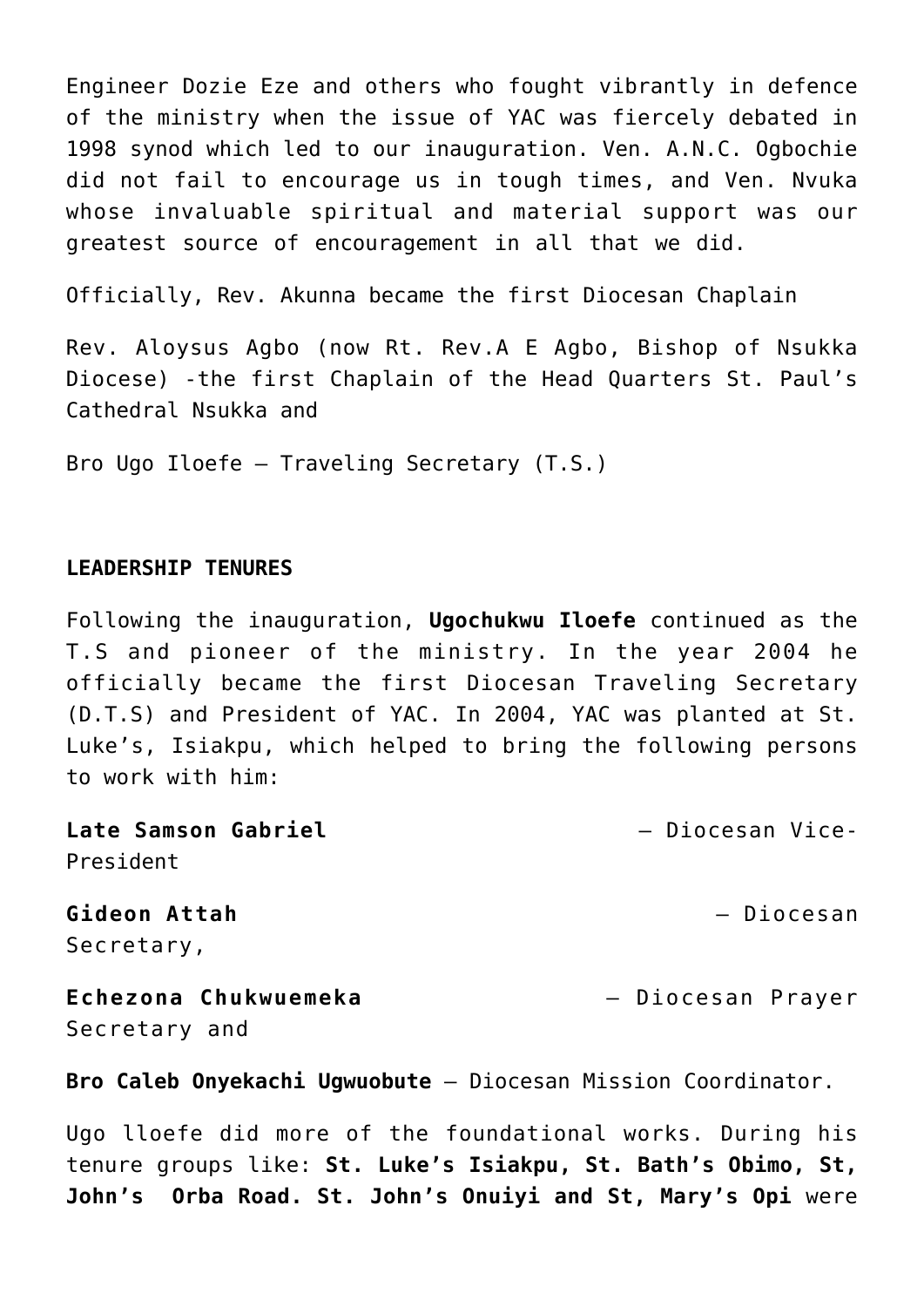Engineer Dozie Eze and others who fought vibrantly in defence of the ministry when the issue of YAC was fiercely debated in 1998 synod which led to our inauguration. Ven. A.N.C. Ogbochie did not fail to encourage us in tough times, and Ven. Nvuka whose invaluable spiritual and material support was our greatest source of encouragement in all that we did.

Officially, Rev. Akunna became the first Diocesan Chaplain

Rev. Aloysus Agbo (now Rt. Rev.A E Agbo, Bishop of Nsukka Diocese) -the first Chaplain of the Head Quarters St. Paul's Cathedral Nsukka and

Bro Ugo Iloefe – Traveling Secretary (T.S.)

**LEADERSHIP TENURES**

Following the inauguration, **Ugochukwu Iloefe** continued as the T.S and pioneer of the ministry. In the year 2004 he officially became the first Diocesan Traveling Secretary (D.T.S) and President of YAC. In 2004, YAC was planted at St. Luke's, Isiakpu, which helped to bring the following persons to work with him:

**Late Samson Gabriel** – Diocesan Vice-President

**Gideon Attah** – Diocesan Secretary,

**Echezona Chukwuemeka** – Diocesan Prayer Secretary and

**Bro Caleb Onyekachi Ugwuobute** – Diocesan Mission Coordinator.

Ugo lloefe did more of the foundational works. During his tenure groups like: **St. Luke's Isiakpu, St. Bath's Obimo, St, John's Orba Road. St. John's Onuiyi and St, Mary's Opi** were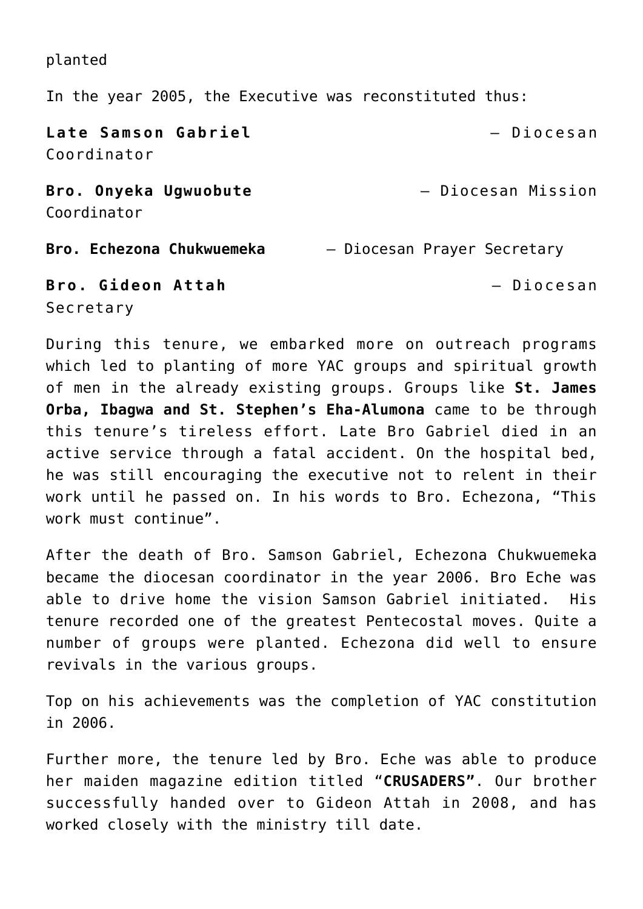planted

In the year 2005, the Executive was reconstituted thus:

**Late Samson Gabriel** – Diocesan Coordinator

**Bro. Onyeka Ugwuobute** – Diocesan Mission Coordinator

**Bro. Echezona Chukwuemeka** – Diocesan Prayer Secretary

**Bro. Gideon Attah** – Diocesan Secretary

During this tenure, we embarked more on outreach programs which led to planting of more YAC groups and spiritual growth of men in the already existing groups. Groups like **St. James Orba, Ibagwa and St. Stephen's Eha-Alumona** came to be through this tenure's tireless effort. Late Bro Gabriel died in an active service through a fatal accident. On the hospital bed, he was still encouraging the executive not to relent in their work until he passed on. In his words to Bro. Echezona, "This work must continue".

After the death of Bro. Samson Gabriel, Echezona Chukwuemeka became the diocesan coordinator in the year 2006. Bro Eche was able to drive home the vision Samson Gabriel initiated. His tenure recorded one of the greatest Pentecostal moves. Quite a number of groups were planted. Echezona did well to ensure revivals in the various groups.

Top on his achievements was the completion of YAC constitution in 2006.

Further more, the tenure led by Bro. Eche was able to produce her maiden magazine edition titled "**CRUSADERS"**. Our brother successfully handed over to Gideon Attah in 2008, and has worked closely with the ministry till date.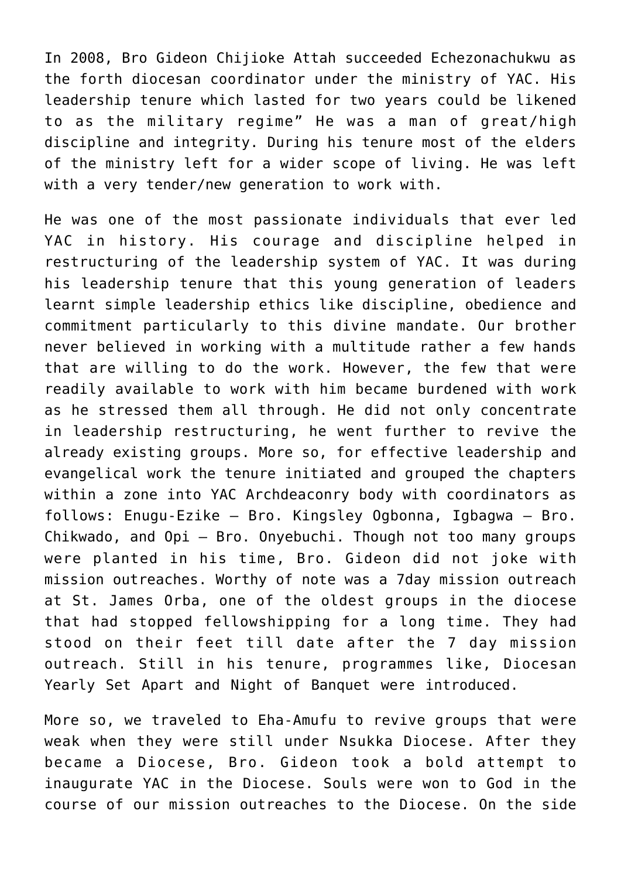In 2008, Bro Gideon Chijioke Attah succeeded Echezonachukwu as the forth diocesan coordinator under the ministry of YAC. His leadership tenure which lasted for two years could be likened to as the military regime" He was a man of great/high discipline and integrity. During his tenure most of the elders of the ministry left for a wider scope of living. He was left with a very tender/new generation to work with.

He was one of the most passionate individuals that ever led YAC in history. His courage and discipline helped in restructuring of the leadership system of YAC. It was during his leadership tenure that this young generation of leaders learnt simple leadership ethics like discipline, obedience and commitment particularly to this divine mandate. Our brother never believed in working with a multitude rather a few hands that are willing to do the work. However, the few that were readily available to work with him became burdened with work as he stressed them all through. He did not only concentrate in leadership restructuring, he went further to revive the already existing groups. More so, for effective leadership and evangelical work the tenure initiated and grouped the chapters within a zone into YAC Archdeaconry body with coordinators as follows: Enugu-Ezike – Bro. Kingsley Ogbonna, Igbagwa – Bro. Chikwado, and Opi – Bro. Onyebuchi. Though not too many groups were planted in his time, Bro. Gideon did not joke with mission outreaches. Worthy of note was a 7day mission outreach at St. James Orba, one of the oldest groups in the diocese that had stopped fellowshipping for a long time. They had stood on their feet till date after the 7 day mission outreach. Still in his tenure, programmes like, Diocesan Yearly Set Apart and Night of Banquet were introduced.

More so, we traveled to Eha-Amufu to revive groups that were weak when they were still under Nsukka Diocese. After they became a Diocese, Bro. Gideon took a bold attempt to inaugurate YAC in the Diocese. Souls were won to God in the course of our mission outreaches to the Diocese. On the side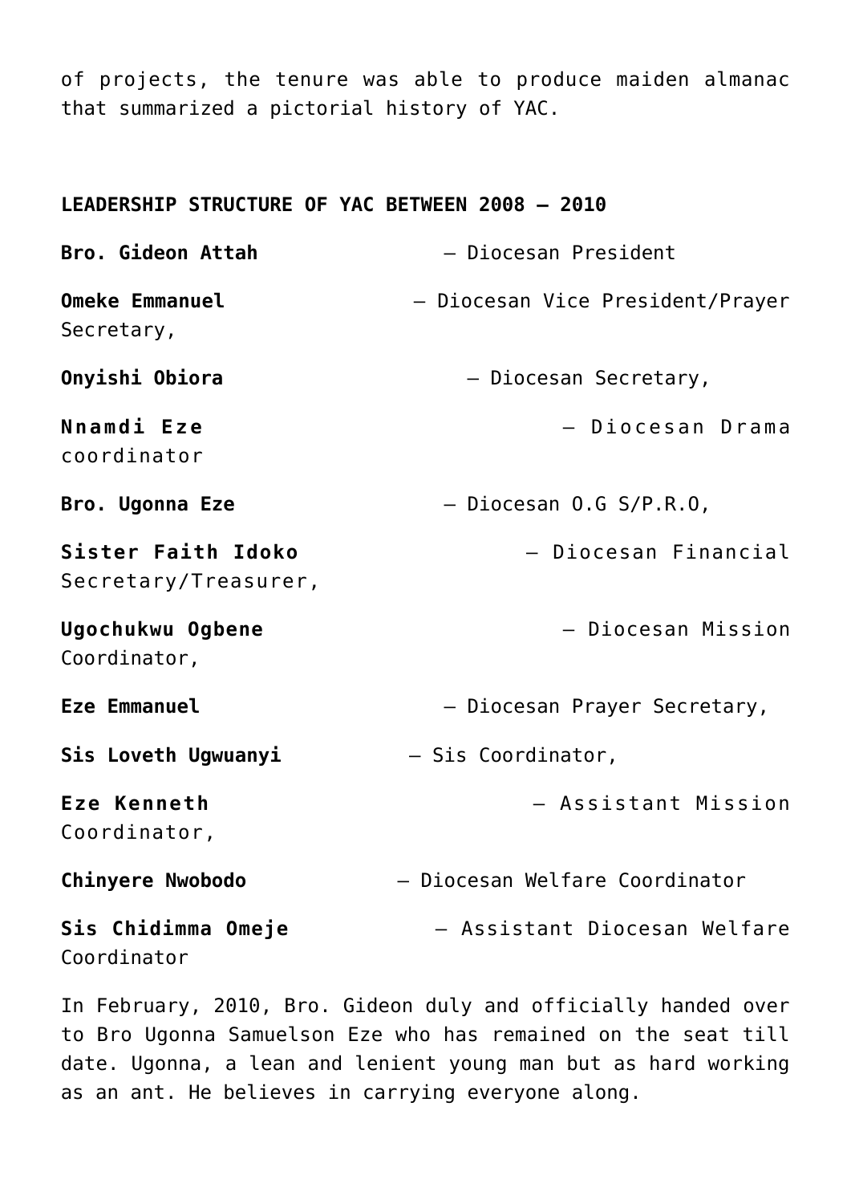of projects, the tenure was able to produce maiden almanac that summarized a pictorial history of YAC.

**LEADERSHIP STRUCTURE OF YAC BETWEEN 2008 – 2010**

**Bro. Gideon Attah** – Diocesan President

**Omeke Emmanuel** – Diocesan Vice President/Prayer Secretary,

**Onyishi Obiora** – Diocesan Secretary,

**Nnamdi Eze** – Diocesan Drama coordinator

**Bro. Ugonna Eze** – Diocesan O.G S/P.R.O,

**Sister Faith Idoko** – Diocesan Financial Secretary/Treasurer,

**Ugochukwu Ogbene** – Diocesan Mission Coordinator,

**Eze Emmanuel** – Diocesan Prayer Secretary,

**Sis Loveth Ugwuanyi** – Sis Coordinator,

**Eze Kenneth** – Assistant Mission Coordinator,

**Chinyere Nwobodo** – Diocesan Welfare Coordinator

**Sis Chidimma Omeje** – Assistant Diocesan Welfare Coordinator

In February, 2010, Bro. Gideon duly and officially handed over to Bro Ugonna Samuelson Eze who has remained on the seat till date. Ugonna, a lean and lenient young man but as hard working as an ant. He believes in carrying everyone along.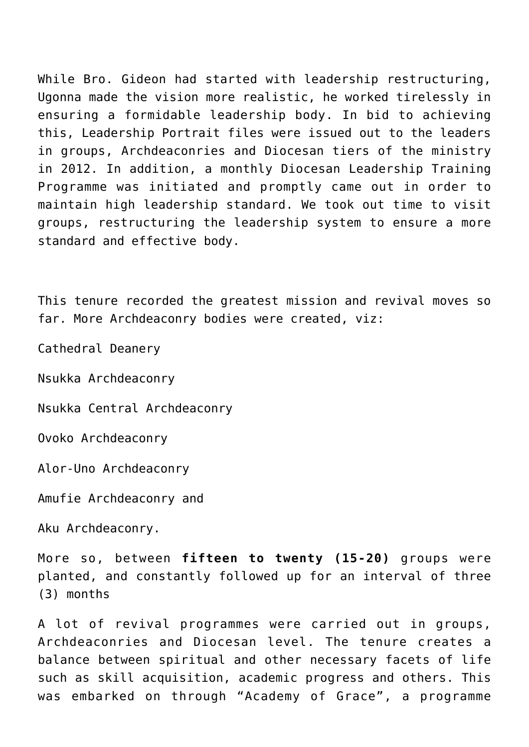While Bro. Gideon had started with leadership restructuring, Ugonna made the vision more realistic, he worked tirelessly in ensuring a formidable leadership body. In bid to achieving this, Leadership Portrait files were issued out to the leaders in groups, Archdeaconries and Diocesan tiers of the ministry in 2012. In addition, a monthly Diocesan Leadership Training Programme was initiated and promptly came out in order to maintain high leadership standard. We took out time to visit groups, restructuring the leadership system to ensure a more standard and effective body.

This tenure recorded the greatest mission and revival moves so far. More Archdeaconry bodies were created, viz:

Cathedral Deanery

Nsukka Archdeaconry

Nsukka Central Archdeaconry

Ovoko Archdeaconry

Alor-Uno Archdeaconry

Amufie Archdeaconry and

Aku Archdeaconry.

More so, between **fifteen to twenty (15-20)** groups were planted, and constantly followed up for an interval of three (3) months

A lot of revival programmes were carried out in groups, Archdeaconries and Diocesan level. The tenure creates a balance between spiritual and other necessary facets of life such as skill acquisition, academic progress and others. This was embarked on through "Academy of Grace", a programme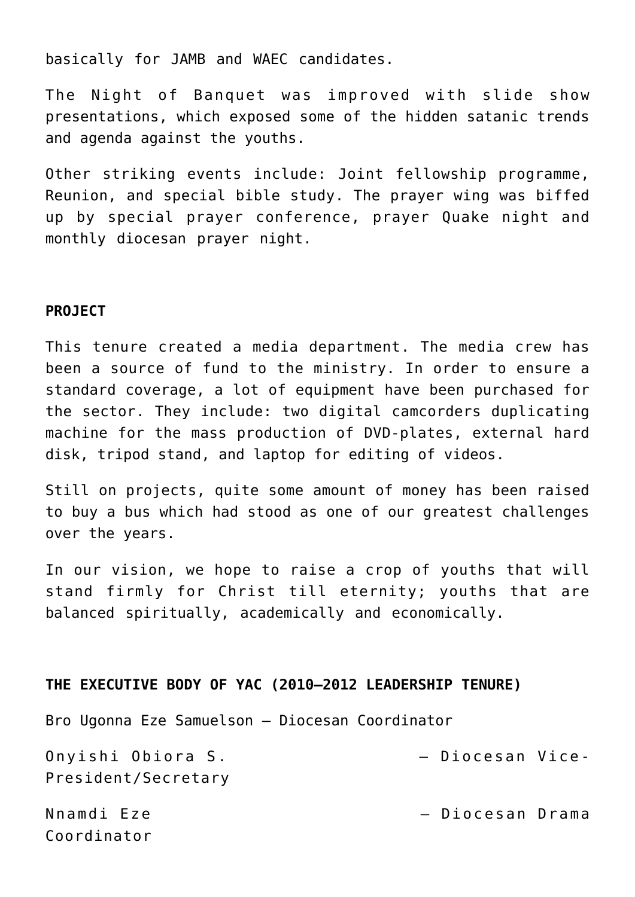basically for JAMB and WAEC candidates.

The Night of Banquet was improved with slide show presentations, which exposed some of the hidden satanic trends and agenda against the youths.

Other striking events include: Joint fellowship programme, Reunion, and special bible study. The prayer wing was biffed up by special prayer conference, prayer Quake night and monthly diocesan prayer night.

**PROJECT**

This tenure created a media department. The media crew has been a source of fund to the ministry. In order to ensure a standard coverage, a lot of equipment have been purchased for the sector. They include: two digital camcorders duplicating machine for the mass production of DVD-plates, external hard disk, tripod stand, and laptop for editing of videos.

Still on projects, quite some amount of money has been raised to buy a bus which had stood as one of our greatest challenges over the years.

In our vision, we hope to raise a crop of youths that will stand firmly for Christ till eternity; youths that are balanced spiritually, academically and economically.

**THE EXECUTIVE BODY OF YAC (2010—2012 LEADERSHIP TENURE)**

Bro Ugonna Eze Samuelson – Diocesan Coordinator

Onyishi Obiora S. – Diocesan Vice-President/Secretary

Nnamdi Eze – Diocesan Drama Coordinator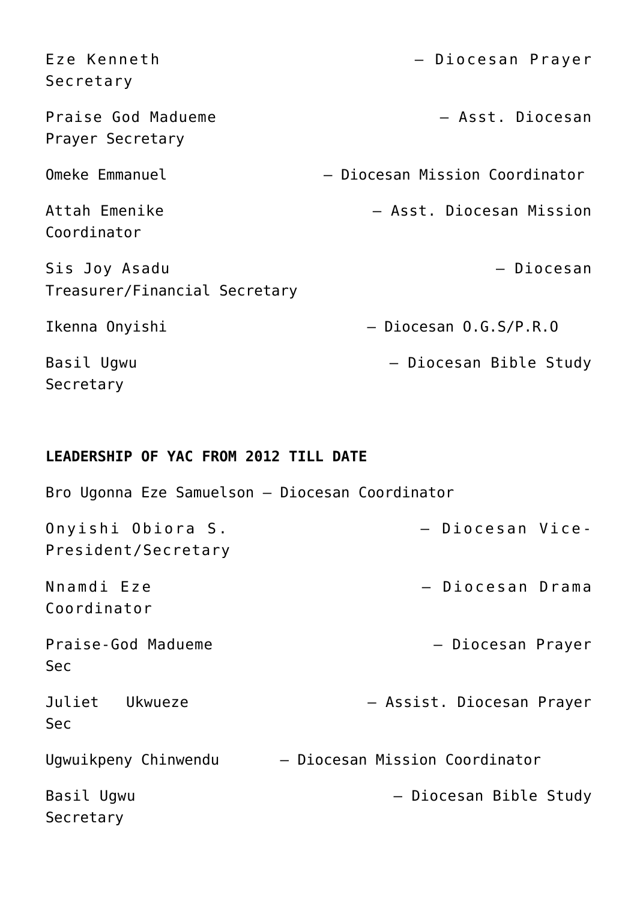Eze Kenneth – Diocesan Prayer Secretary

Praise God Madueme – Asst. Diocesan Prayer Secretary

Omeke Emmanuel – Diocesan Mission Coordinator

Attah Emenike – Asst. Diocesan Mission Coordinator

Sis Joy Asadu – Diocesan Treasurer/Financial Secretary

Ikenna Onyishi – Diocesan O.G.S/P.R.O

Basil Ugwu – Diocesan Bible Study Secretary

**LEADERSHIP OF YAC FROM 2012 TILL DATE**

Bro Ugonna Eze Samuelson – Diocesan Coordinator

Onyishi Obiora S. – Diocesan Vice-President/Secretary

Nnamdi Eze – Diocesan Drama Coordinator

Praise-God Madueme – Diocesan Prayer Sec

Juliet Ukwueze – Assist. Diocesan Prayer Sec

Ugwuikpeny Chinwendu – Diocesan Mission Coordinator

Basil Ugwu – Diocesan Bible Study Secretary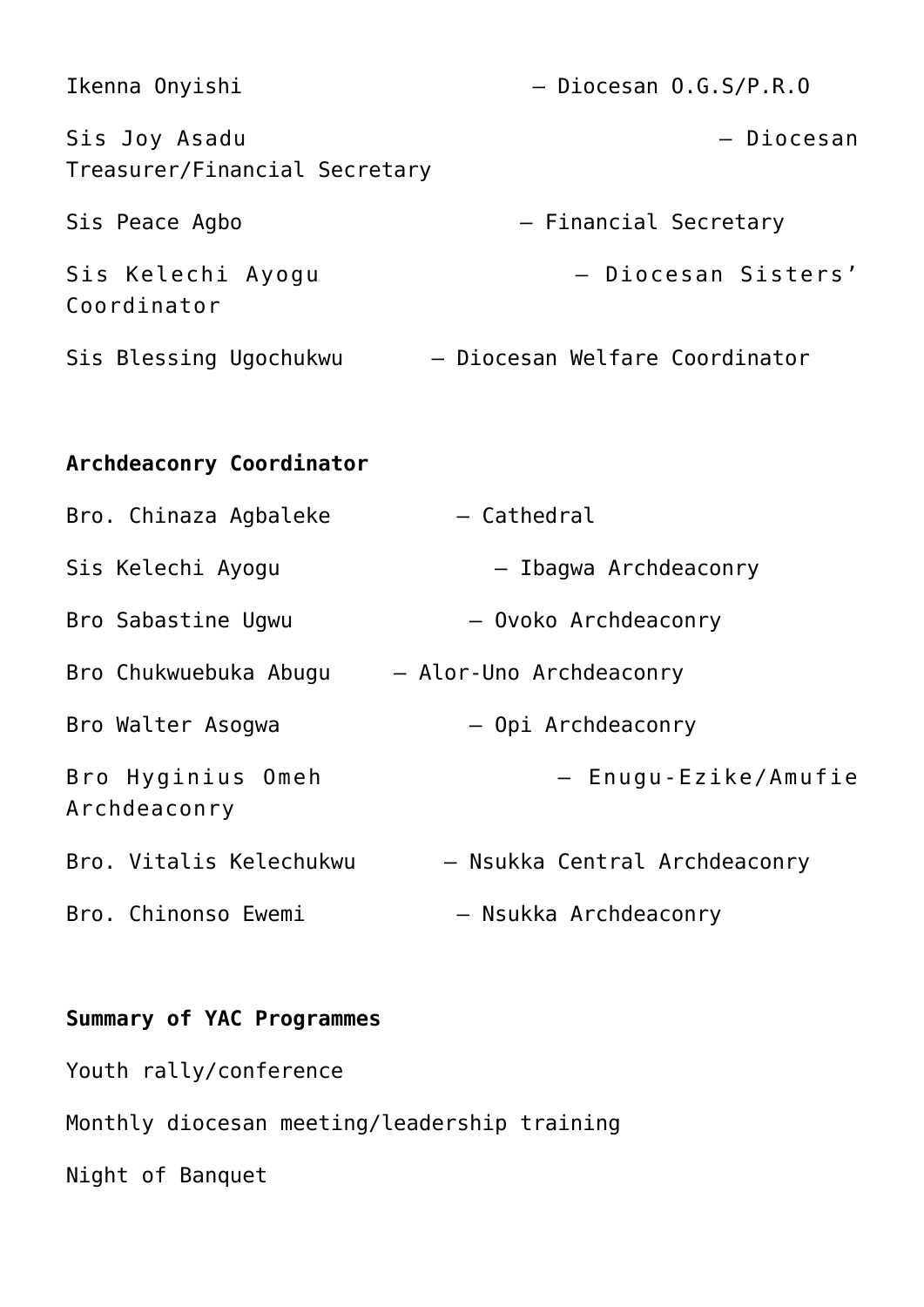Ikenna Onyishi – Diocesan O.G.S/P.R.O

Sis Joy Asadu – Diocesan Treasurer/Financial Secretary

Sis Peace Agbo – Financial Secretary

Sis Kelechi Ayogu – Diocesan Sisters' Coordinator

Sis Blessing Ugochukwu – Diocesan Welfare Coordinator

**Archdeaconry Coordinator**

Bro. Chinaza Agbaleke – Cathedral

Sis Kelechi Ayogu – Ibagwa Archdeaconry

Bro Sabastine Ugwu – Ovoko Archdeaconry

Bro Chukwuebuka Abugu – Alor-Uno Archdeaconry

Bro Walter Asogwa – Opi Archdeaconry

Bro Hyginius Omeh – Enugu-Ezike/Amufie Archdeaconry

Bro. Vitalis Kelechukwu – Nsukka Central Archdeaconry

Bro. Chinonso Ewemi – Nsukka Archdeaconry

**Summary of YAC Programmes**

Youth rally/conference

Monthly diocesan meeting/leadership training

Night of Banquet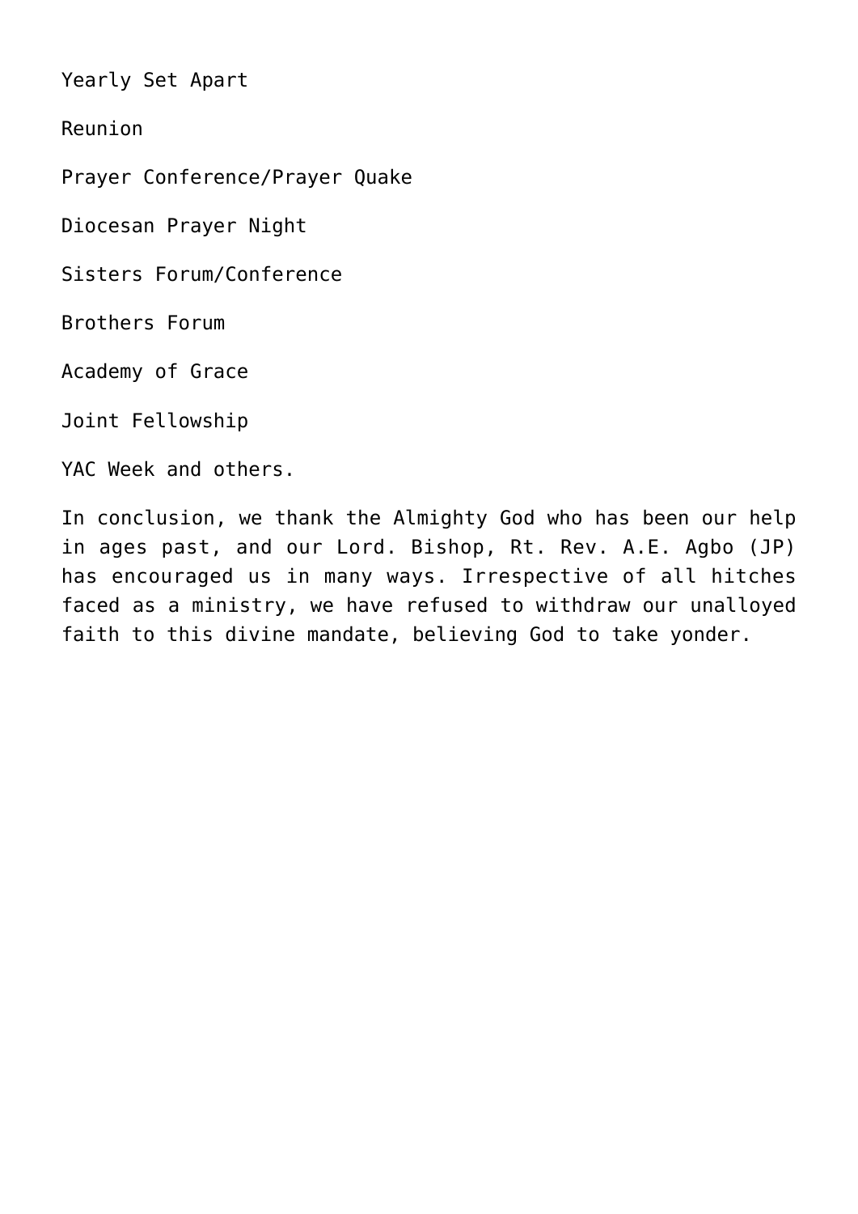Yearly Set Apart

Reunion

Prayer Conference/Prayer Quake

Diocesan Prayer Night

Sisters Forum/Conference

Brothers Forum

Academy of Grace

Joint Fellowship

YAC Week and others.

In conclusion, we thank the Almighty God who has been our help in ages past, and our Lord. Bishop, Rt. Rev. A.E. Agbo (JP) has encouraged us in many ways. Irrespective of all hitches faced as a ministry, we have refused to withdraw our unalloyed faith to this divine mandate, believing God to take yonder.